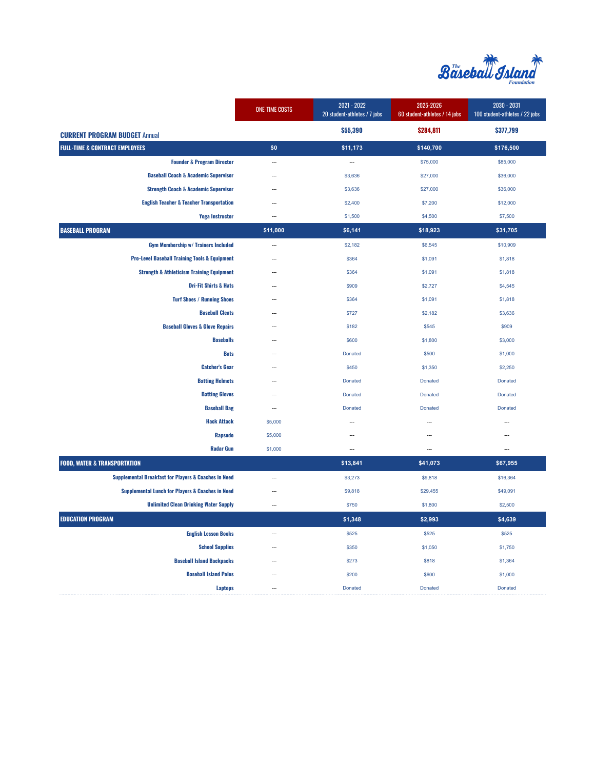The Baseball Island Foundation

| | ONE-TIME COSTS | 2021 - 2022 20 student-athletes / 7 jobs | 2025-2026 60 student-athletes / 14 jobs | 2030 - 2031 100 student-athletes / 22 jobs |
|---|---|---|---|---|
| **CURRENT PROGRAM BUDGET** Annual | | **$55,390** | **$284,811** | **$377,799** |
| **FULL-TIME & CONTRACT EMPLOYEES** | **$0** | **$11,173** | **$140,700** | **$176,500** |
| Founder & Program Director | --- | --- | $75,000 | $85,000 |
| Baseball Coach & Academic Supervisor | --- | $3,636 | $27,000 | $36,000 |
| Strength Coach & Academic Supervisor | --- | $3,636 | $27,000 | $36,000 |
| English Teacher & Teacher Transportation | --- | $2,400 | $7,200 | $12,000 |
| Yoga Instructor | --- | $1,500 | $4,500 | $7,500 |
| **BASEBALL PROGRAM** | **$11,000** | **$6,141** | **$18,923** | **$31,705** |
| Gym Membership w/ Trainers Included | --- | $2,182 | $6,545 | $10,909 |
| Pro-Level Baseball Training Tools & Equipment | --- | $364 | $1,091 | $1,818 |
| Strength & Athleticism Training Equipment | --- | $364 | $1,091 | $1,818 |
| Dri-Fit Shirts & Hats | --- | $909 | $2,727 | $4,545 |
| Turf Shoes / Running Shoes | --- | $364 | $1,091 | $1,818 |
| Baseball Cleats | --- | $727 | $2,182 | $3,636 |
| Baseball Gloves & Glove Repairs | --- | $182 | $545 | $909 |
| Baseballs | --- | $600 | $1,800 | $3,000 |
| Bats | --- | Donated | $500 | $1,000 |
| Catcher's Gear | --- | $450 | $1,350 | $2,250 |
| Batting Helmets | --- | Donated | Donated | Donated |
| Batting Gloves | --- | Donated | Donated | Donated |
| Baseball Bag | --- | Donated | Donated | Donated |
| Hack Attack | $5,000 | --- | --- | --- |
| Rapsodo | $5,000 | --- | --- | --- |
| Radar Gun | $1,000 | --- | --- | --- |
| **FOOD, WATER & TRANSPORTATION** | | **$13,841** | **$41,073** | **$67,955** |
| Supplemental Breakfast for Players & Coaches in Need | --- | $3,273 | $9,818 | $16,364 |
| Supplemental Lunch for Players & Coaches in Need | --- | $9,818 | $29,455 | $49,091 |
| Unlimited Clean Drinking Water Supply | --- | $750 | $1,800 | $2,500 |
| **EDUCATION PROGRAM** | | **$1,348** | **$2,993** | **$4,639** |
| English Lesson Books | --- | $525 | $525 | $525 |
| School Supplies | --- | $350 | $1,050 | $1,750 |
| Baseball Island Backpacks | --- | $273 | $818 | $1,364 |
| Baseball Island Polos | --- | $200 | $600 | $1,000 |
| Laptops | --- | Donated | Donated | Donated |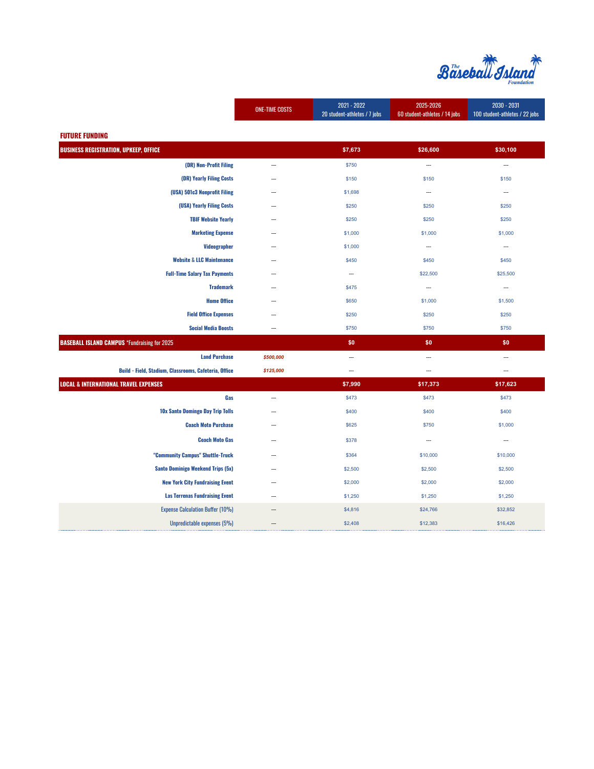| | ONE-TIME COSTS | 2021 - 2022 20 student-athletes / 7 jobs | 2025-2026 60 student-athletes / 14 jobs | 2030 - 2031 100 student-athletes / 22 jobs |
|---|---|---|---|---|
| **FUTURE FUNDING** | | | | |
| **BUSINESS REGISTRATION, UPKEEP, OFFICE** | | **$7,673** | **$26,600** | **$30,100** |
| (DR) Non-Profit Filing | --- | $750 | --- | --- |
| (DR) Yearly Filing Costs | --- | $150 | $150 | $150 |
| (USA) 501c3 Nonprofit Filing | --- | $1,698 | --- | --- |
| (USA) Yearly Filing Costs | --- | $250 | $250 | $250 |
| TBIF Website Yearly | --- | $250 | $250 | $250 |
| Marketing Expense | --- | $1,000 | $1,000 | $1,000 |
| Videographer | --- | $1,000 | --- | --- |
| Website & LLC Maintenance | --- | $450 | $450 | $450 |
| Full-Time Salary Tax Payments | --- | --- | $22,500 | $25,500 |
| Trademark | --- | $475 | --- | --- |
| Home Office | --- | $650 | $1,000 | $1,500 |
| Field Office Expenses | --- | $250 | $250 | $250 |
| Social Media Boosts | --- | $750 | $750 | $750 |
| **BASEBALL ISLAND CAMPUS** *Fundraising for 2025 | | **$0** | **$0** | **$0** |
| Land Purchase | *$500,000* | --- | --- | --- |
| Build - Field, Stadium, Classrooms, Cafeteria, Office | *$125,000* | --- | --- | --- |
| **LOCAL & INTERNATIONAL TRAVEL EXPENSES** | | **$7,990** | **$17,373** | **$17,623** |
| Gas | --- | $473 | $473 | $473 |
| 10x Santo Domingo Day Trip Tolls | --- | $400 | $400 | $400 |
| Coach Moto Purchase | --- | $625 | $750 | $1,000 |
| Coach Moto Gas | --- | $378 | --- | --- |
| "Community Campus" Shuttle-Truck | --- | $364 | $10,000 | $10,000 |
| Santo Dominigo Weekend Trips (5x) | --- | $2,500 | $2,500 | $2,500 |
| New York City Fundraising Event | --- | $2,000 | $2,000 | $2,000 |
| Las Terrenas Fundraising Event | --- | $1,250 | $1,250 | $1,250 |
| Expense Calculation Buffer (10%) | --- | $4,816 | $24,766 | $32,852 |
| Unpredictable expenses (5%) | --- | $2,408 | $12,383 | $16,426 |